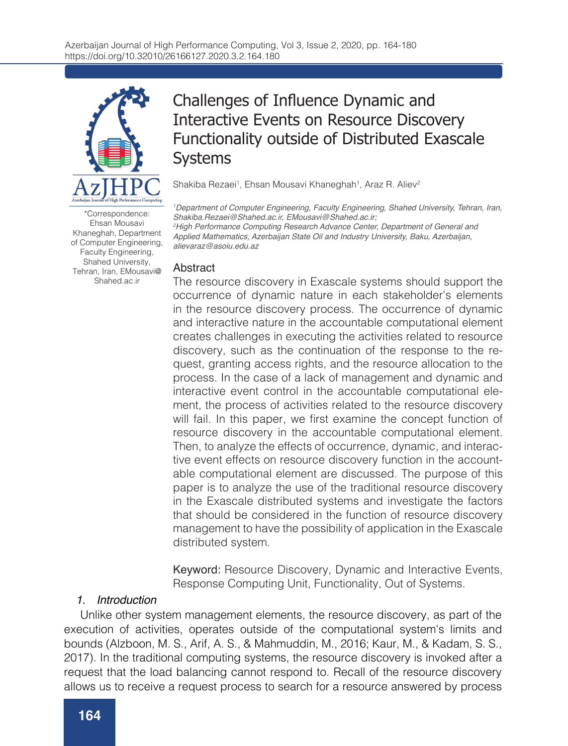# Challenges of Influence Dynamic and Interactive Events on Resource Discovery Functionality outside of Distributed Exascale Systems

Shakiba Rezaei[1], Ehsan Mousavi Khaneghah[1], Araz R. Aliev[2]

[1]Department of Computer Engineering, Faculty Engineering, Shahed University, Tehran, Iran, Shakiba.Rezaei@Shahed.ac.ir, EMousavi@Shahed.ac.ir;
[2]High Performance Computing Research Advance Center, Department of General and Applied Mathematics, Azerbaijan State Oil and Industry University, Baku, Azerbaijan, alievaraz@asoiu.edu.az

*Correspondence: Ehsan Mousavi Khaneghah, Department of Computer Engineering, Faculty Engineering, Shahed University, Tehran, Iran, EMousavi@Shahed.ac.ir

## Abstract

The resource discovery in Exascale systems should support the occurrence of dynamic nature in each stakeholder's elements in the resource discovery process. The occurrence of dynamic and interactive nature in the accountable computational element creates challenges in executing the activities related to resource discovery, such as the continuation of the response to the request, granting access rights, and the resource allocation to the process. In the case of a lack of management and dynamic and interactive event control in the accountable computational element, the process of activities related to the resource discovery will fail. In this paper, we first examine the concept function of resource discovery in the accountable computational element. Then, to analyze the effects of occurrence, dynamic, and interactive event effects on resource discovery function in the accountable computational element are discussed. The purpose of this paper is to analyze the use of the traditional resource discovery in the Exascale distributed systems and investigate the factors that should be considered in the function of resource discovery management to have the possibility of application in the Exascale distributed system.

**Keyword:** Resource Discovery, Dynamic and Interactive Events, Response Computing Unit, Functionality, Out of Systems.

## 1. Introduction

Unlike other system management elements, the resource discovery, as part of the execution of activities, operates outside of the computational system's limits and bounds (Alzboon, M. S., Arif, A. S., & Mahmuddin, M., 2016; Kaur, M., & Kadam, S. S., 2017). In the traditional computing systems, the resource discovery is invoked after a request that the load balancing cannot respond to. Recall of the resource discovery allows us to receive a request process to search for a resource answered by process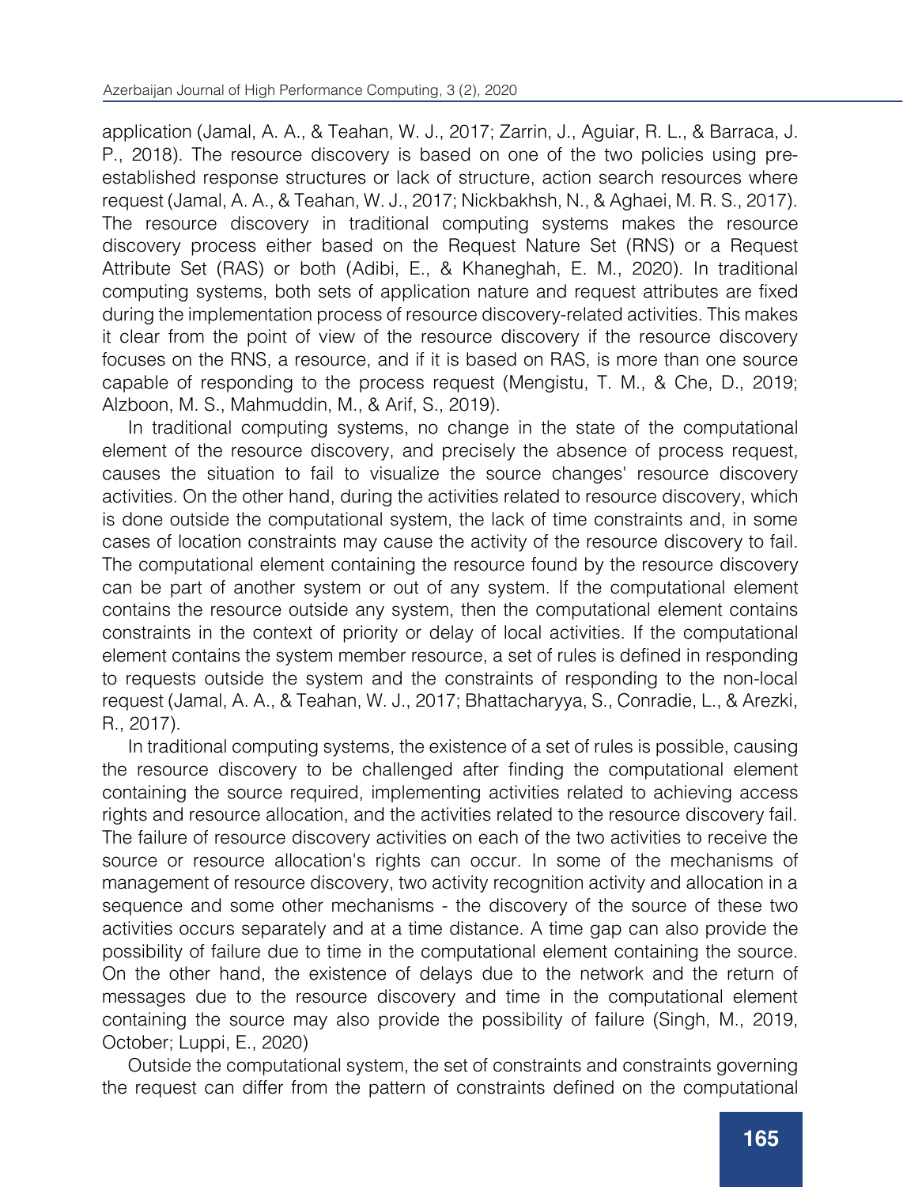application (Jamal, A. A., & Teahan, W. J., 2017; Zarrin, J., Aguiar, R. L., & Barraca, J. P., 2018). The resource discovery is based on one of the two policies using pre-established response structures or lack of structure, action search resources where request (Jamal, A. A., & Teahan, W. J., 2017; Nickbakhsh, N., & Aghaei, M. R. S., 2017). The resource discovery in traditional computing systems makes the resource discovery process either based on the Request Nature Set (RNS) or a Request Attribute Set (RAS) or both (Adibi, E., & Khaneghah, E. M., 2020). In traditional computing systems, both sets of application nature and request attributes are fixed during the implementation process of resource discovery-related activities. This makes it clear from the point of view of the resource discovery if the resource discovery focuses on the RNS, a resource, and if it is based on RAS, is more than one source capable of responding to the process request (Mengistu, T. M., & Che, D., 2019; Alzboon, M. S., Mahmuddin, M., & Arif, S., 2019).

In traditional computing systems, no change in the state of the computational element of the resource discovery, and precisely the absence of process request, causes the situation to fail to visualize the source changes' resource discovery activities. On the other hand, during the activities related to resource discovery, which is done outside the computational system, the lack of time constraints and, in some cases of location constraints may cause the activity of the resource discovery to fail. The computational element containing the resource found by the resource discovery can be part of another system or out of any system. If the computational element contains the resource outside any system, then the computational element contains constraints in the context of priority or delay of local activities. If the computational element contains the system member resource, a set of rules is defined in responding to requests outside the system and the constraints of responding to the non-local request (Jamal, A. A., & Teahan, W. J., 2017; Bhattacharyya, S., Conradie, L., & Arezki, R., 2017).

In traditional computing systems, the existence of a set of rules is possible, causing the resource discovery to be challenged after finding the computational element containing the source required, implementing activities related to achieving access rights and resource allocation, and the activities related to the resource discovery fail. The failure of resource discovery activities on each of the two activities to receive the source or resource allocation's rights can occur. In some of the mechanisms of management of resource discovery, two activity recognition activity and allocation in a sequence and some other mechanisms - the discovery of the source of these two activities occurs separately and at a time distance. A time gap can also provide the possibility of failure due to time in the computational element containing the source. On the other hand, the existence of delays due to the network and the return of messages due to the resource discovery and time in the computational element containing the source may also provide the possibility of failure (Singh, M., 2019, October; Luppi, E., 2020)

Outside the computational system, the set of constraints and constraints governing the request can differ from the pattern of constraints defined on the computational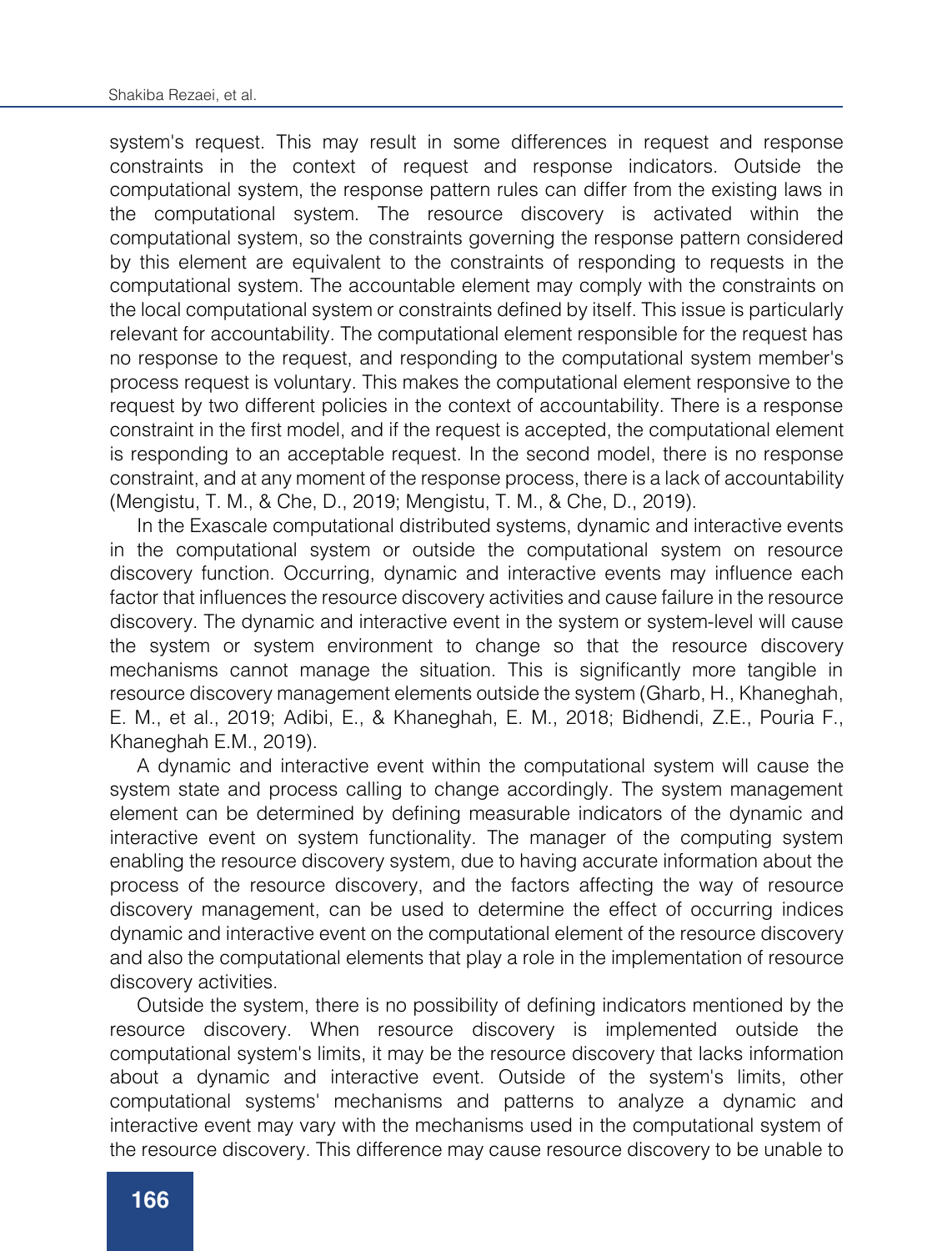system's request. This may result in some differences in request and response constraints in the context of request and response indicators. Outside the computational system, the response pattern rules can differ from the existing laws in the computational system. The resource discovery is activated within the computational system, so the constraints governing the response pattern considered by this element are equivalent to the constraints of responding to requests in the computational system. The accountable element may comply with the constraints on the local computational system or constraints defined by itself. This issue is particularly relevant for accountability. The computational element responsible for the request has no response to the request, and responding to the computational system member's process request is voluntary. This makes the computational element responsive to the request by two different policies in the context of accountability. There is a response constraint in the first model, and if the request is accepted, the computational element is responding to an acceptable request. In the second model, there is no response constraint, and at any moment of the response process, there is a lack of accountability (Mengistu, T. M., & Che, D., 2019; Mengistu, T. M., & Che, D., 2019).

In the Exascale computational distributed systems, dynamic and interactive events in the computational system or outside the computational system on resource discovery function. Occurring, dynamic and interactive events may influence each factor that influences the resource discovery activities and cause failure in the resource discovery. The dynamic and interactive event in the system or system-level will cause the system or system environment to change so that the resource discovery mechanisms cannot manage the situation. This is significantly more tangible in resource discovery management elements outside the system (Gharb, H., Khaneghah, E. M., et al., 2019; Adibi, E., & Khaneghah, E. M., 2018; Bidhendi, Z.E., Pouria F., Khaneghah E.M., 2019).

A dynamic and interactive event within the computational system will cause the system state and process calling to change accordingly. The system management element can be determined by defining measurable indicators of the dynamic and interactive event on system functionality. The manager of the computing system enabling the resource discovery system, due to having accurate information about the process of the resource discovery, and the factors affecting the way of resource discovery management, can be used to determine the effect of occurring indices dynamic and interactive event on the computational element of the resource discovery and also the computational elements that play a role in the implementation of resource discovery activities.

Outside the system, there is no possibility of defining indicators mentioned by the resource discovery. When resource discovery is implemented outside the computational system's limits, it may be the resource discovery that lacks information about a dynamic and interactive event. Outside of the system's limits, other computational systems' mechanisms and patterns to analyze a dynamic and interactive event may vary with the mechanisms used in the computational system of the resource discovery. This difference may cause resource discovery to be unable to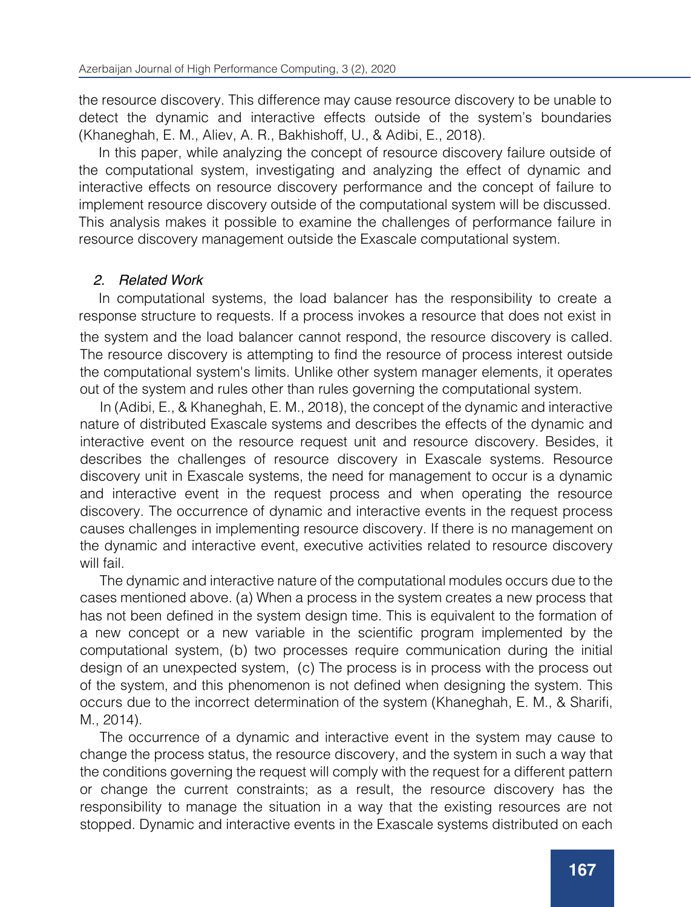the resource discovery. This difference may cause resource discovery to be unable to detect the dynamic and interactive effects outside of the system's boundaries (Khaneghah, E. M., Aliev, A. R., Bakhishoff, U., & Adibi, E., 2018).

In this paper, while analyzing the concept of resource discovery failure outside of the computational system, investigating and analyzing the effect of dynamic and interactive effects on resource discovery performance and the concept of failure to implement resource discovery outside of the computational system will be discussed. This analysis makes it possible to examine the challenges of performance failure in resource discovery management outside the Exascale computational system.

## *2. Related Work*

In computational systems, the load balancer has the responsibility to create a response structure to requests. If a process invokes a resource that does not exist in the system and the load balancer cannot respond, the resource discovery is called. The resource discovery is attempting to find the resource of process interest outside the computational system's limits. Unlike other system manager elements, it operates out of the system and rules other than rules governing the computational system.

In (Adibi, E., & Khaneghah, E. M., 2018), the concept of the dynamic and interactive nature of distributed Exascale systems and describes the effects of the dynamic and interactive event on the resource request unit and resource discovery. Besides, it describes the challenges of resource discovery in Exascale systems. Resource discovery unit in Exascale systems, the need for management to occur is a dynamic and interactive event in the request process and when operating the resource discovery. The occurrence of dynamic and interactive events in the request process causes challenges in implementing resource discovery. If there is no management on the dynamic and interactive event, executive activities related to resource discovery will fail.

The dynamic and interactive nature of the computational modules occurs due to the cases mentioned above. (a) When a process in the system creates a new process that has not been defined in the system design time. This is equivalent to the formation of a new concept or a new variable in the scientific program implemented by the computational system, (b) two processes require communication during the initial design of an unexpected system, (c) The process is in process with the process out of the system, and this phenomenon is not defined when designing the system. This occurs due to the incorrect determination of the system (Khaneghah, E. M., & Sharifi, M., 2014).

The occurrence of a dynamic and interactive event in the system may cause to change the process status, the resource discovery, and the system in such a way that the conditions governing the request will comply with the request for a different pattern or change the current constraints; as a result, the resource discovery has the responsibility to manage the situation in a way that the existing resources are not stopped. Dynamic and interactive events in the Exascale systems distributed on each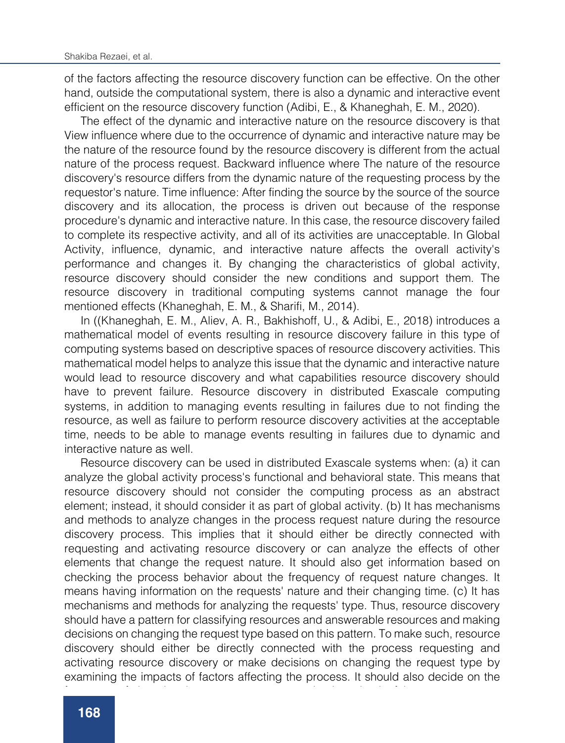of the factors affecting the resource discovery function can be effective. On the other hand, outside the computational system, there is also a dynamic and interactive event efficient on the resource discovery function (Adibi, E., & Khaneghah, E. M., 2020).

The effect of the dynamic and interactive nature on the resource discovery is that View influence where due to the occurrence of dynamic and interactive nature may be the nature of the resource found by the resource discovery is different from the actual nature of the process request. Backward influence where The nature of the resource discovery's resource differs from the dynamic nature of the requesting process by the requestor's nature. Time influence: After finding the source by the source of the source discovery and its allocation, the process is driven out because of the response procedure's dynamic and interactive nature. In this case, the resource discovery failed to complete its respective activity, and all of its activities are unacceptable. In Global Activity, influence, dynamic, and interactive nature affects the overall activity's performance and changes it. By changing the characteristics of global activity, resource discovery should consider the new conditions and support them. The resource discovery in traditional computing systems cannot manage the four mentioned effects (Khaneghah, E. M., & Sharifi, M., 2014).

In ((Khaneghah, E. M., Aliev, A. R., Bakhishoff, U., & Adibi, E., 2018) introduces a mathematical model of events resulting in resource discovery failure in this type of computing systems based on descriptive spaces of resource discovery activities. This mathematical model helps to analyze this issue that the dynamic and interactive nature would lead to resource discovery and what capabilities resource discovery should have to prevent failure. Resource discovery in distributed Exascale computing systems, in addition to managing events resulting in failures due to not finding the resource, as well as failure to perform resource discovery activities at the acceptable time, needs to be able to manage events resulting in failures due to dynamic and interactive nature as well.

Resource discovery can be used in distributed Exascale systems when: (a) it can analyze the global activity process's functional and behavioral state. This means that resource discovery should not consider the computing process as an abstract element; instead, it should consider it as part of global activity. (b) It has mechanisms and methods to analyze changes in the process request nature during the resource discovery process. This implies that it should either be directly connected with requesting and activating resource discovery or can analyze the effects of other elements that change the request nature. It should also get information based on checking the process behavior about the frequency of request nature changes. It means having information on the requests' nature and their changing time. (c) It has mechanisms and methods for analyzing the requests' type. Thus, resource discovery should have a pattern for classifying resources and answerable resources and making decisions on changing the request type based on this pattern. To make such, resource discovery should either be directly connected with the process requesting and activating resource discovery or make decisions on changing the request type by examining the impacts of factors affecting the process. It should also decide on the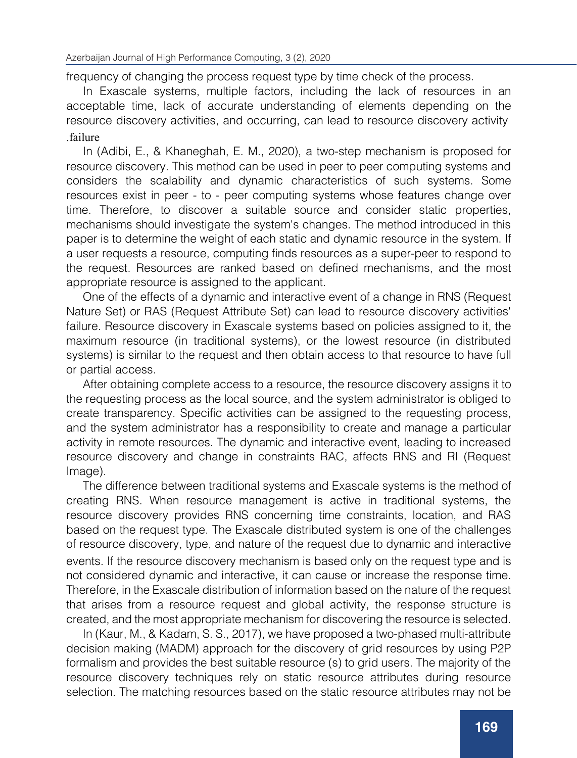frequency of changing the process request type by time check of the process.

In Exascale systems, multiple factors, including the lack of resources in an acceptable time, lack of accurate understanding of elements depending on the resource discovery activities, and occurring, can lead to resource discovery activity .failure

In (Adibi, E., & Khaneghah, E. M., 2020), a two-step mechanism is proposed for resource discovery. This method can be used in peer to peer computing systems and considers the scalability and dynamic characteristics of such systems. Some resources exist in peer - to - peer computing systems whose features change over time. Therefore, to discover a suitable source and consider static properties, mechanisms should investigate the system's changes. The method introduced in this paper is to determine the weight of each static and dynamic resource in the system. If a user requests a resource, computing finds resources as a super-peer to respond to the request. Resources are ranked based on defined mechanisms, and the most appropriate resource is assigned to the applicant.

One of the effects of a dynamic and interactive event of a change in RNS (Request Nature Set) or RAS (Request Attribute Set) can lead to resource discovery activities' failure. Resource discovery in Exascale systems based on policies assigned to it, the maximum resource (in traditional systems), or the lowest resource (in distributed systems) is similar to the request and then obtain access to that resource to have full or partial access.

After obtaining complete access to a resource, the resource discovery assigns it to the requesting process as the local source, and the system administrator is obliged to create transparency. Specific activities can be assigned to the requesting process, and the system administrator has a responsibility to create and manage a particular activity in remote resources. The dynamic and interactive event, leading to increased resource discovery and change in constraints RAC, affects RNS and RI (Request Image).

The difference between traditional systems and Exascale systems is the method of creating RNS. When resource management is active in traditional systems, the resource discovery provides RNS concerning time constraints, location, and RAS based on the request type. The Exascale distributed system is one of the challenges of resource discovery, type, and nature of the request due to dynamic and interactive events. If the resource discovery mechanism is based only on the request type and is not considered dynamic and interactive, it can cause or increase the response time. Therefore, in the Exascale distribution of information based on the nature of the request that arises from a resource request and global activity, the response structure is created, and the most appropriate mechanism for discovering the resource is selected.

In (Kaur, M., & Kadam, S. S., 2017), we have proposed a two-phased multi-attribute decision making (MADM) approach for the discovery of grid resources by using P2P formalism and provides the best suitable resource (s) to grid users. The majority of the resource discovery techniques rely on static resource attributes during resource selection. The matching resources based on the static resource attributes may not be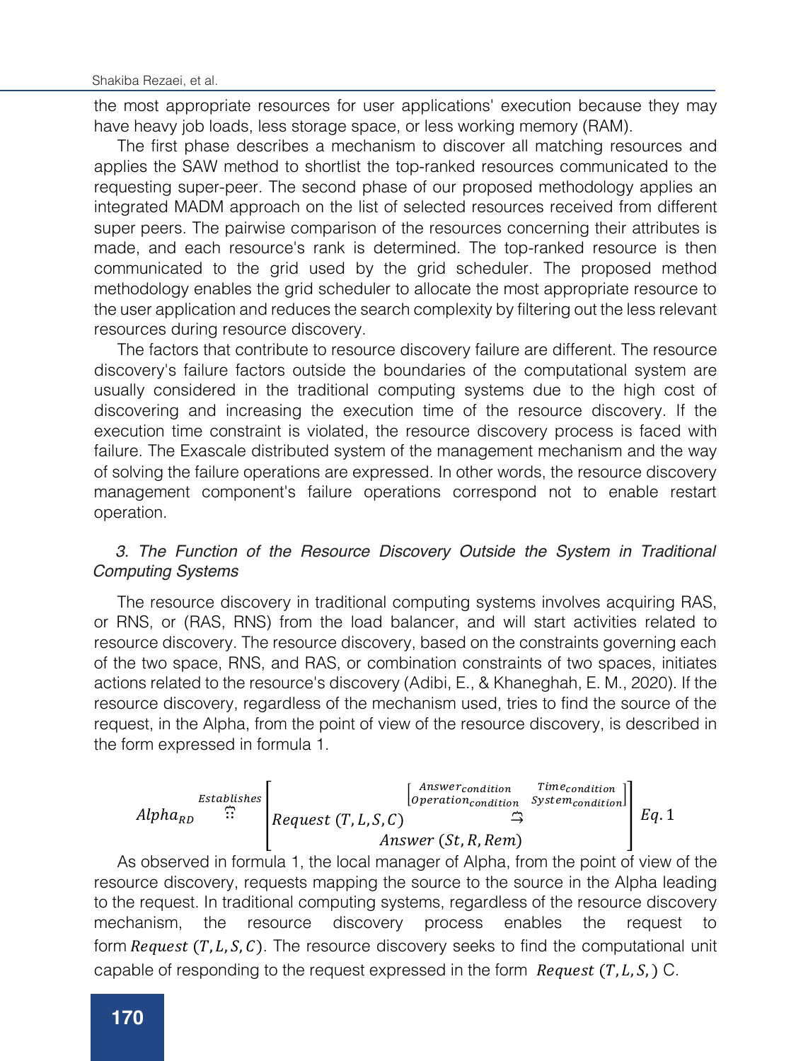the most appropriate resources for user applications' execution because they may have heavy job loads, less storage space, or less working memory (RAM).

The first phase describes a mechanism to discover all matching resources and applies the SAW method to shortlist the top-ranked resources communicated to the requesting super-peer. The second phase of our proposed methodology applies an integrated MADM approach on the list of selected resources received from different super peers. The pairwise comparison of the resources concerning their attributes is made, and each resource's rank is determined. The top-ranked resource is then communicated to the grid used by the grid scheduler. The proposed method methodology enables the grid scheduler to allocate the most appropriate resource to the user application and reduces the search complexity by filtering out the less relevant resources during resource discovery.

The factors that contribute to resource discovery failure are different. The resource discovery's failure factors outside the boundaries of the computational system are usually considered in the traditional computing systems due to the high cost of discovering and increasing the execution time of the resource discovery. If the execution time constraint is violated, the resource discovery process is faced with failure. The Exascale distributed system of the management mechanism and the way of solving the failure operations are expressed. In other words, the resource discovery management component's failure operations correspond not to enable restart operation.

### *3. The Function of the Resource Discovery Outside the System in Traditional Computing Systems*

The resource discovery in traditional computing systems involves acquiring RAS, or RNS, or (RAS, RNS) from the load balancer, and will start activities related to resource discovery. The resource discovery, based on the constraints governing each of the two space, RNS, and RAS, or combination constraints of two spaces, initiates actions related to the resource's discovery (Adibi, E., & Khaneghah, E. M., 2020). If the resource discovery, regardless of the mechanism used, tries to find the source of the request, in the Alpha, from the point of view of the resource discovery, is described in the form expressed in formula 1.

$$Alpha_{RD} \overset{Establishes}{\because} \left[ Request\ (T, L, S, C) \overset{\begin{bmatrix} Answer_{condition} & Time_{condition} \\ Operation_{condition} & System_{condition} \end{bmatrix}}{\rightleftarrows} Answer\ (St, R, Rem) \right] \quad Eq. 1$$

As observed in formula 1, the local manager of Alpha, from the point of view of the resource discovery, requests mapping the source to the source in the Alpha leading to the request. In traditional computing systems, regardless of the resource discovery mechanism, the resource discovery process enables the request to form $Request\ (T, L, S, C)$. The resource discovery seeks to find the computational unit capable of responding to the request expressed in the form $Request\ (T, L, S, )$ C.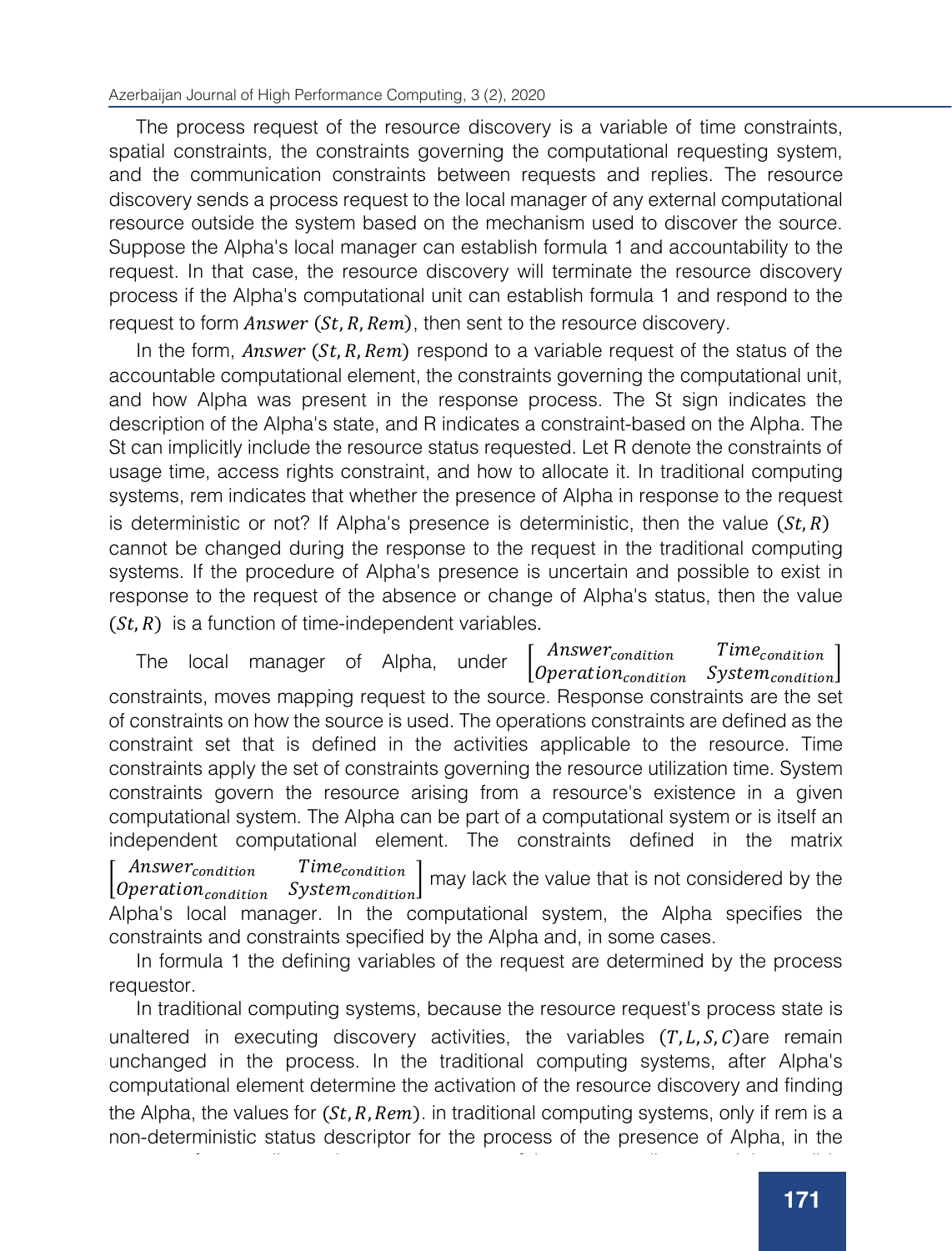The process request of the resource discovery is a variable of time constraints, spatial constraints, the constraints governing the computational requesting system, and the communication constraints between requests and replies. The resource discovery sends a process request to the local manager of any external computational resource outside the system based on the mechanism used to discover the source. Suppose the Alpha's local manager can establish formula 1 and accountability to the request. In that case, the resource discovery will terminate the resource discovery process if the Alpha's computational unit can establish formula 1 and respond to the request to form $Answer\ (St, R, Rem)$, then sent to the resource discovery.

In the form, $Answer\ (St, R, Rem)$ respond to a variable request of the status of the accountable computational element, the constraints governing the computational unit, and how Alpha was present in the response process. The St sign indicates the description of the Alpha's state, and R indicates a constraint-based on the Alpha. The St can implicitly include the resource status requested. Let R denote the constraints of usage time, access rights constraint, and how to allocate it. In traditional computing systems, rem indicates that whether the presence of Alpha in response to the request is deterministic or not? If Alpha's presence is deterministic, then the value $(St, R)$ cannot be changed during the response to the request in the traditional computing systems. If the procedure of Alpha's presence is uncertain and possible to exist in response to the request of the absence or change of Alpha's status, then the value $(St, R)$ is a function of time-independent variables.

The local manager of Alpha, under $\begin{bmatrix} Answer_{condition} & Time_{condition} \\ Operation_{condition} & System_{condition} \end{bmatrix}$ constraints, moves mapping request to the source. Response constraints are the set of constraints on how the source is used. The operations constraints are defined as the constraint set that is defined in the activities applicable to the resource. Time constraints apply the set of constraints governing the resource utilization time. System constraints govern the resource arising from a resource's existence in a given computational system. The Alpha can be part of a computational system or is itself an independent computational element. The constraints defined in the matrix $\begin{bmatrix} Answer_{condition} & Time_{condition} \\ Operation_{condition} & System_{condition} \end{bmatrix}$ may lack the value that is not considered by the Alpha's local manager. In the computational system, the Alpha specifies the constraints and constraints specified by the Alpha and, in some cases.

In formula 1 the defining variables of the request are determined by the process requestor.

In traditional computing systems, because the resource request's process state is unaltered in executing discovery activities, the variables $(T, L, S, C)$are remain unchanged in the process. In the traditional computing systems, after Alpha's computational element determine the activation of the resource discovery and finding the Alpha, the values for $(St, R, Rem)$. in traditional computing systems, only if rem is a non-deterministic status descriptor for the process of the presence of Alpha, in the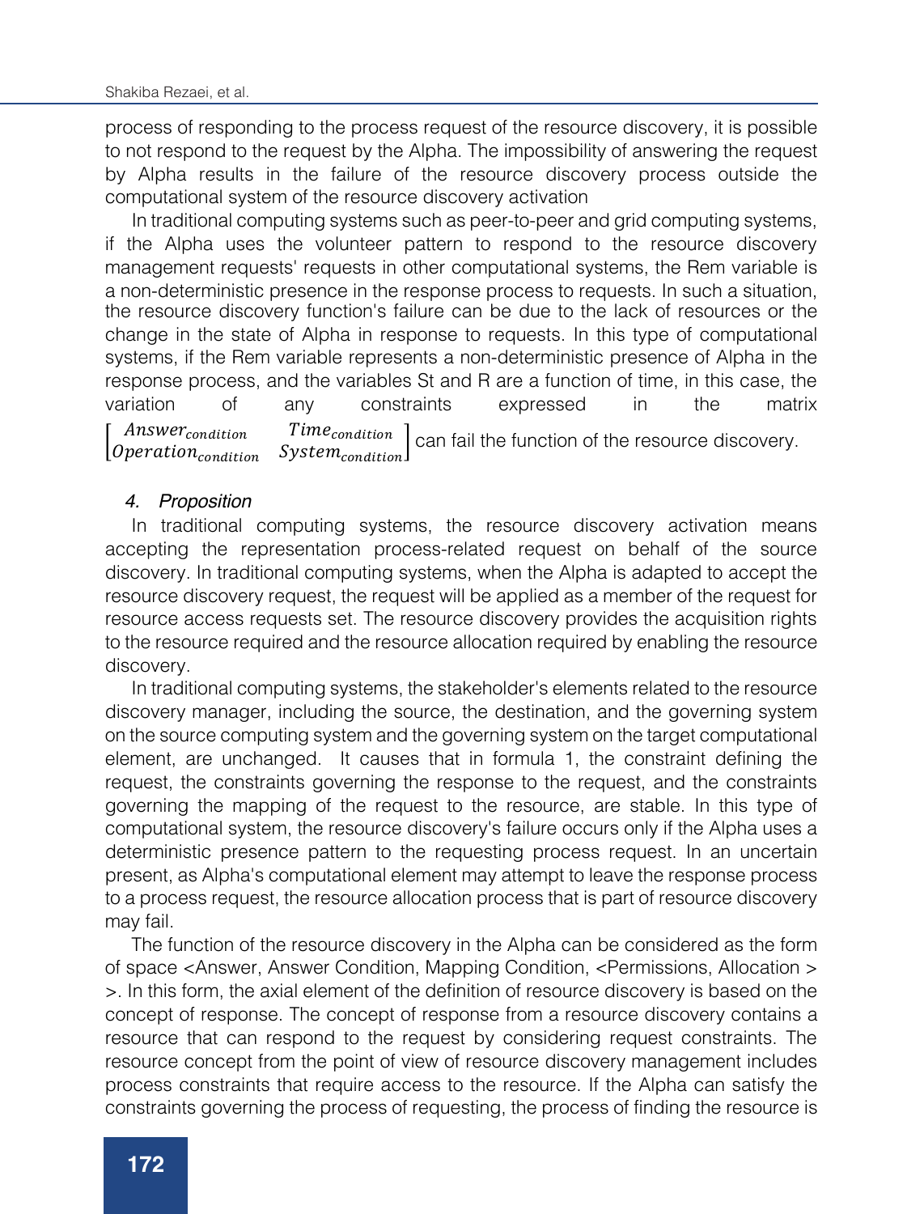process of responding to the process request of the resource discovery, it is possible to not respond to the request by the Alpha. The impossibility of answering the request by Alpha results in the failure of the resource discovery process outside the computational system of the resource discovery activation

In traditional computing systems such as peer-to-peer and grid computing systems, if the Alpha uses the volunteer pattern to respond to the resource discovery management requests' requests in other computational systems, the Rem variable is a non-deterministic presence in the response process to requests. In such a situation, the resource discovery function's failure can be due to the lack of resources or the change in the state of Alpha in response to requests. In this type of computational systems, if the Rem variable represents a non-deterministic presence of Alpha in the response process, and the variables St and R are a function of time, in this case, the variation of any constraints expressed in the matrix $\begin{bmatrix} Answer_{condition} & Time_{condition} \\ Operation_{condition} & System_{condition} \end{bmatrix}$ can fail the function of the resource discovery.

### *4. Proposition*

In traditional computing systems, the resource discovery activation means accepting the representation process-related request on behalf of the source discovery. In traditional computing systems, when the Alpha is adapted to accept the resource discovery request, the request will be applied as a member of the request for resource access requests set. The resource discovery provides the acquisition rights to the resource required and the resource allocation required by enabling the resource discovery.

In traditional computing systems, the stakeholder's elements related to the resource discovery manager, including the source, the destination, and the governing system on the source computing system and the governing system on the target computational element, are unchanged. It causes that in formula 1, the constraint defining the request, the constraints governing the response to the request, and the constraints governing the mapping of the request to the resource, are stable. In this type of computational system, the resource discovery's failure occurs only if the Alpha uses a deterministic presence pattern to the requesting process request. In an uncertain present, as Alpha's computational element may attempt to leave the response process to a process request, the resource allocation process that is part of resource discovery may fail.

The function of the resource discovery in the Alpha can be considered as the form of space <Answer, Answer Condition, Mapping Condition, <Permissions, Allocation > >. In this form, the axial element of the definition of resource discovery is based on the concept of response. The concept of response from a resource discovery contains a resource that can respond to the request by considering request constraints. The resource concept from the point of view of resource discovery management includes process constraints that require access to the resource. If the Alpha can satisfy the constraints governing the process of requesting, the process of finding the resource is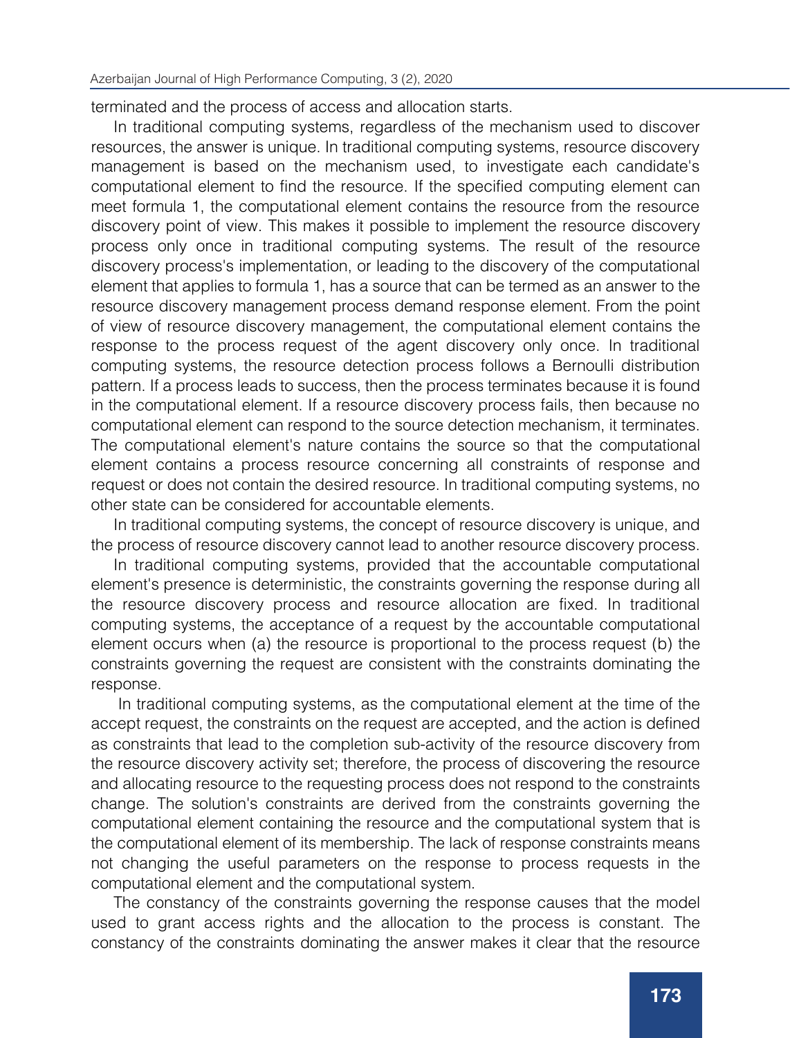terminated and the process of access and allocation starts.

In traditional computing systems, regardless of the mechanism used to discover resources, the answer is unique. In traditional computing systems, resource discovery management is based on the mechanism used, to investigate each candidate's computational element to find the resource. If the specified computing element can meet formula 1, the computational element contains the resource from the resource discovery point of view. This makes it possible to implement the resource discovery process only once in traditional computing systems. The result of the resource discovery process's implementation, or leading to the discovery of the computational element that applies to formula 1, has a source that can be termed as an answer to the resource discovery management process demand response element. From the point of view of resource discovery management, the computational element contains the response to the process request of the agent discovery only once. In traditional computing systems, the resource detection process follows a Bernoulli distribution pattern. If a process leads to success, then the process terminates because it is found in the computational element. If a resource discovery process fails, then because no computational element can respond to the source detection mechanism, it terminates. The computational element's nature contains the source so that the computational element contains a process resource concerning all constraints of response and request or does not contain the desired resource. In traditional computing systems, no other state can be considered for accountable elements.

In traditional computing systems, the concept of resource discovery is unique, and the process of resource discovery cannot lead to another resource discovery process.

In traditional computing systems, provided that the accountable computational element's presence is deterministic, the constraints governing the response during all the resource discovery process and resource allocation are fixed. In traditional computing systems, the acceptance of a request by the accountable computational element occurs when (a) the resource is proportional to the process request (b) the constraints governing the request are consistent with the constraints dominating the response.

In traditional computing systems, as the computational element at the time of the accept request, the constraints on the request are accepted, and the action is defined as constraints that lead to the completion sub-activity of the resource discovery from the resource discovery activity set; therefore, the process of discovering the resource and allocating resource to the requesting process does not respond to the constraints change. The solution's constraints are derived from the constraints governing the computational element containing the resource and the computational system that is the computational element of its membership. The lack of response constraints means not changing the useful parameters on the response to process requests in the computational element and the computational system.

The constancy of the constraints governing the response causes that the model used to grant access rights and the allocation to the process is constant. The constancy of the constraints dominating the answer makes it clear that the resource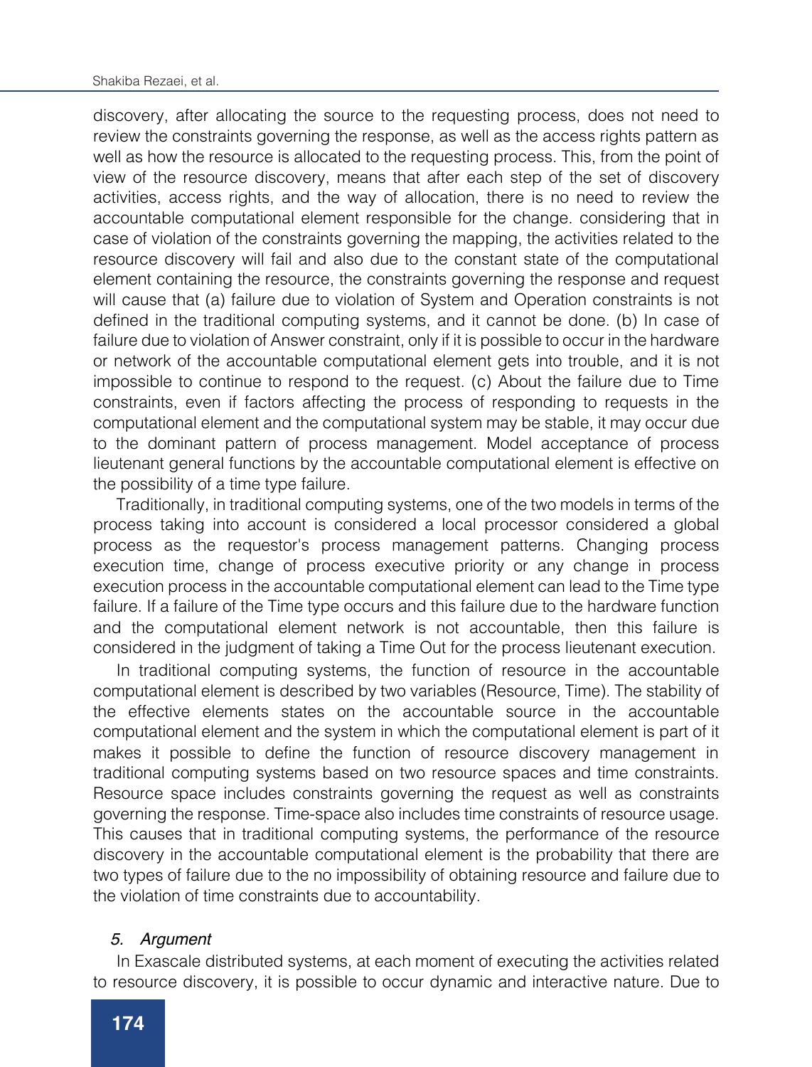discovery, after allocating the source to the requesting process, does not need to review the constraints governing the response, as well as the access rights pattern as well as how the resource is allocated to the requesting process. This, from the point of view of the resource discovery, means that after each step of the set of discovery activities, access rights, and the way of allocation, there is no need to review the accountable computational element responsible for the change. considering that in case of violation of the constraints governing the mapping, the activities related to the resource discovery will fail and also due to the constant state of the computational element containing the resource, the constraints governing the response and request will cause that (a) failure due to violation of System and Operation constraints is not defined in the traditional computing systems, and it cannot be done. (b) In case of failure due to violation of Answer constraint, only if it is possible to occur in the hardware or network of the accountable computational element gets into trouble, and it is not impossible to continue to respond to the request. (c) About the failure due to Time constraints, even if factors affecting the process of responding to requests in the computational element and the computational system may be stable, it may occur due to the dominant pattern of process management. Model acceptance of process lieutenant general functions by the accountable computational element is effective on the possibility of a time type failure.

Traditionally, in traditional computing systems, one of the two models in terms of the process taking into account is considered a local processor considered a global process as the requestor's process management patterns. Changing process execution time, change of process executive priority or any change in process execution process in the accountable computational element can lead to the Time type failure. If a failure of the Time type occurs and this failure due to the hardware function and the computational element network is not accountable, then this failure is considered in the judgment of taking a Time Out for the process lieutenant execution.

In traditional computing systems, the function of resource in the accountable computational element is described by two variables (Resource, Time). The stability of the effective elements states on the accountable source in the accountable computational element and the system in which the computational element is part of it makes it possible to define the function of resource discovery management in traditional computing systems based on two resource spaces and time constraints. Resource space includes constraints governing the request as well as constraints governing the response. Time-space also includes time constraints of resource usage. This causes that in traditional computing systems, the performance of the resource discovery in the accountable computational element is the probability that there are two types of failure due to the no impossibility of obtaining resource and failure due to the violation of time constraints due to accountability.

### *5. Argument*

In Exascale distributed systems, at each moment of executing the activities related to resource discovery, it is possible to occur dynamic and interactive nature. Due to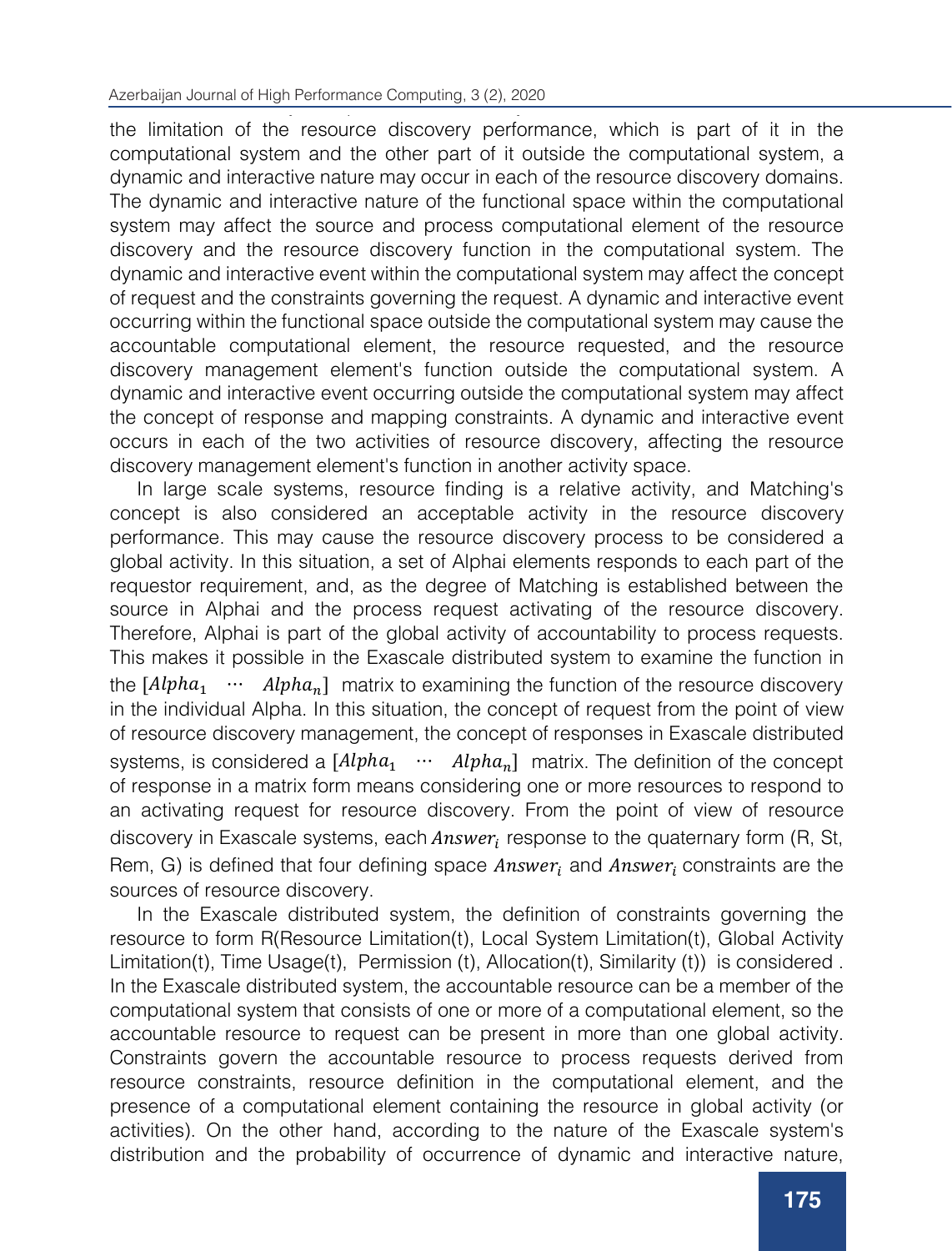the limitation of the resource discovery performance, which is part of it in the computational system and the other part of it outside the computational system, a dynamic and interactive nature may occur in each of the resource discovery domains. The dynamic and interactive nature of the functional space within the computational system may affect the source and process computational element of the resource discovery and the resource discovery function in the computational system. The dynamic and interactive event within the computational system may affect the concept of request and the constraints governing the request. A dynamic and interactive event occurring within the functional space outside the computational system may cause the accountable computational element, the resource requested, and the resource discovery management element's function outside the computational system. A dynamic and interactive event occurring outside the computational system may affect the concept of response and mapping constraints. A dynamic and interactive event occurs in each of the two activities of resource discovery, affecting the resource discovery management element's function in another activity space.

In large scale systems, resource finding is a relative activity, and Matching's concept is also considered an acceptable activity in the resource discovery performance. This may cause the resource discovery process to be considered a global activity. In this situation, a set of Alphai elements responds to each part of the requestor requirement, and, as the degree of Matching is established between the source in Alphai and the process request activating of the resource discovery. Therefore, Alphai is part of the global activity of accountability to process requests. This makes it possible in the Exascale distributed system to examine the function in the $[Alpha_1 \ \cdots \ Alpha_n]$ matrix to examining the function of the resource discovery in the individual Alpha. In this situation, the concept of request from the point of view of resource discovery management, the concept of responses in Exascale distributed systems, is considered a $[Alpha_1 \ \cdots \ Alpha_n]$ matrix. The definition of the concept of response in a matrix form means considering one or more resources to respond to an activating request for resource discovery. From the point of view of resource discovery in Exascale systems, each $Answer_i$ response to the quaternary form (R, St, Rem, G) is defined that four defining space $Answer_i$ and $Answer_i$ constraints are the sources of resource discovery.

In the Exascale distributed system, the definition of constraints governing the resource to form R(Resource Limitation(t), Local System Limitation(t), Global Activity Limitation(t), Time Usage(t), Permission (t), Allocation(t), Similarity (t)) is considered . In the Exascale distributed system, the accountable resource can be a member of the computational system that consists of one or more of a computational element, so the accountable resource to request can be present in more than one global activity. Constraints govern the accountable resource to process requests derived from resource constraints, resource definition in the computational element, and the presence of a computational element containing the resource in global activity (or activities). On the other hand, according to the nature of the Exascale system's distribution and the probability of occurrence of dynamic and interactive nature,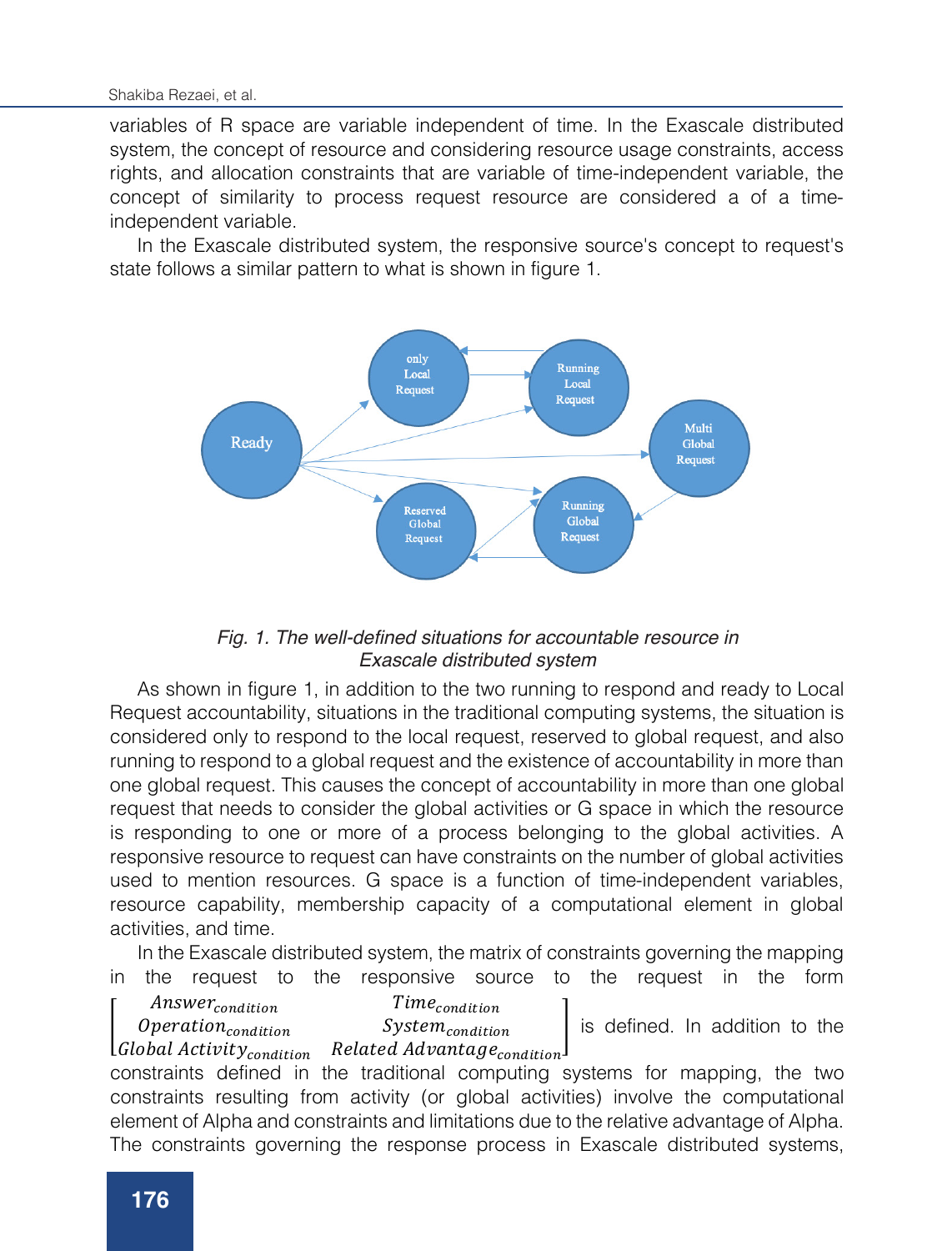variables of R space are variable independent of time. In the Exascale distributed system, the concept of resource and considering resource usage constraints, access rights, and allocation constraints that are variable of time-independent variable, the concept of similarity to process request resource are considered a of a time-independent variable.

In the Exascale distributed system, the responsive source's concept to request's state follows a similar pattern to what is shown in figure 1.

*Fig. 1. The well-defined situations for accountable resource in Exascale distributed system*

As shown in figure 1, in addition to the two running to respond and ready to Local Request accountability, situations in the traditional computing systems, the situation is considered only to respond to the local request, reserved to global request, and also running to respond to a global request and the existence of accountability in more than one global request. This causes the concept of accountability in more than one global request that needs to consider the global activities or G space in which the resource is responding to one or more of a process belonging to the global activities. A responsive resource to request can have constraints on the number of global activities used to mention resources. G space is a function of time-independent variables, resource capability, membership capacity of a computational element in global activities, and time.

In the Exascale distributed system, the matrix of constraints governing the mapping in the request to the responsive source to the request in the form $\begin{bmatrix} Answer_{condition} & Time_{condition} \\ Operation_{condition} & System_{condition} \\ Global\ Activity_{condition} & Related\ Advantage_{condition} \end{bmatrix}$ is defined. In addition to the constraints defined in the traditional computing systems for mapping, the two constraints resulting from activity (or global activities) involve the computational element of Alpha and constraints and limitations due to the relative advantage of Alpha. The constraints governing the response process in Exascale distributed systems,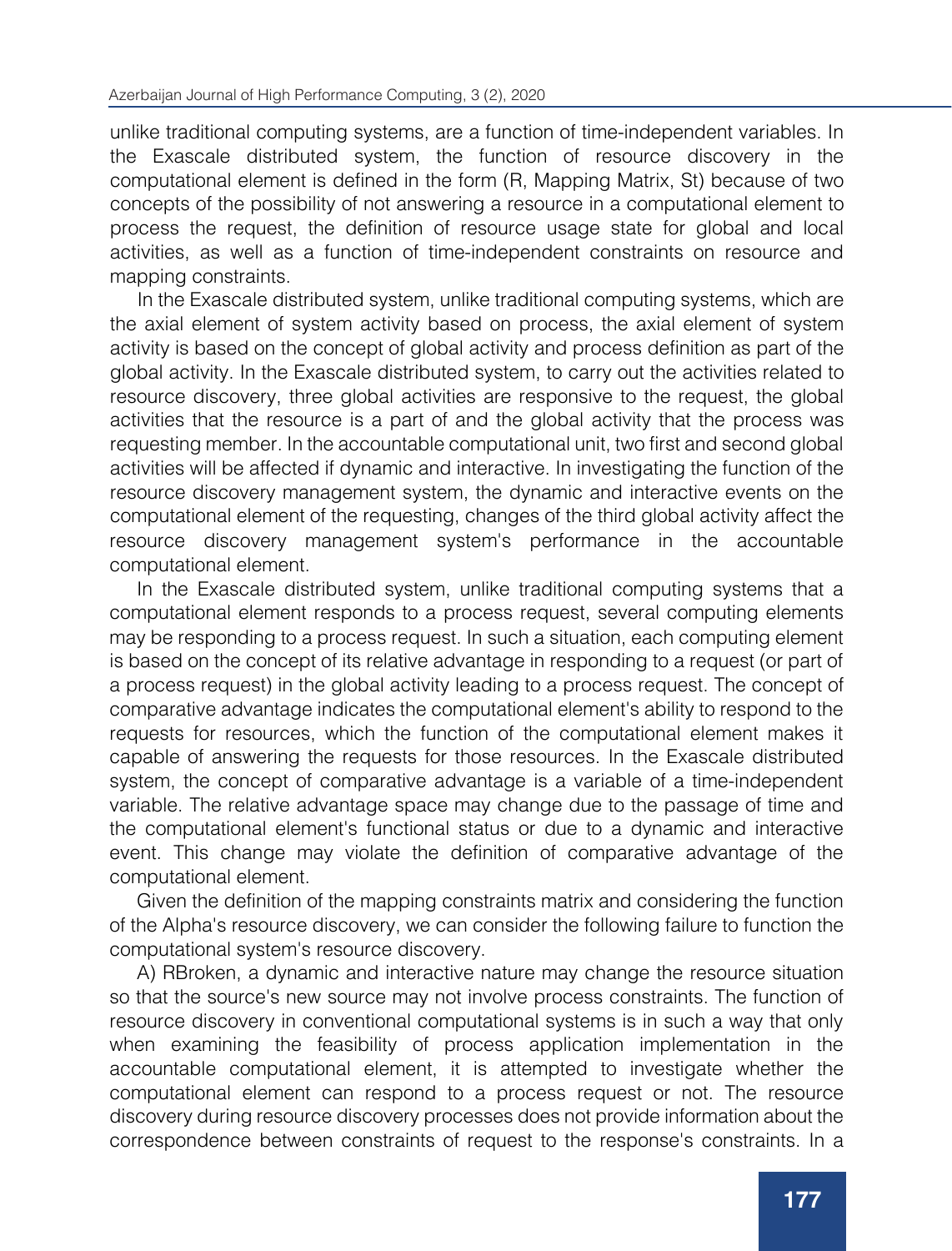unlike traditional computing systems, are a function of time-independent variables. In the Exascale distributed system, the function of resource discovery in the computational element is defined in the form (R, Mapping Matrix, St) because of two concepts of the possibility of not answering a resource in a computational element to process the request, the definition of resource usage state for global and local activities, as well as a function of time-independent constraints on resource and mapping constraints.

In the Exascale distributed system, unlike traditional computing systems, which are the axial element of system activity based on process, the axial element of system activity is based on the concept of global activity and process definition as part of the global activity. In the Exascale distributed system, to carry out the activities related to resource discovery, three global activities are responsive to the request, the global activities that the resource is a part of and the global activity that the process was requesting member. In the accountable computational unit, two first and second global activities will be affected if dynamic and interactive. In investigating the function of the resource discovery management system, the dynamic and interactive events on the computational element of the requesting, changes of the third global activity affect the resource discovery management system's performance in the accountable computational element.

In the Exascale distributed system, unlike traditional computing systems that a computational element responds to a process request, several computing elements may be responding to a process request. In such a situation, each computing element is based on the concept of its relative advantage in responding to a request (or part of a process request) in the global activity leading to a process request. The concept of comparative advantage indicates the computational element's ability to respond to the requests for resources, which the function of the computational element makes it capable of answering the requests for those resources. In the Exascale distributed system, the concept of comparative advantage is a variable of a time-independent variable. The relative advantage space may change due to the passage of time and the computational element's functional status or due to a dynamic and interactive event. This change may violate the definition of comparative advantage of the computational element.

Given the definition of the mapping constraints matrix and considering the function of the Alpha's resource discovery, we can consider the following failure to function the computational system's resource discovery.

A) RBroken, a dynamic and interactive nature may change the resource situation so that the source's new source may not involve process constraints. The function of resource discovery in conventional computational systems is in such a way that only when examining the feasibility of process application implementation in the accountable computational element, it is attempted to investigate whether the computational element can respond to a process request or not. The resource discovery during resource discovery processes does not provide information about the correspondence between constraints of request to the response's constraints. In a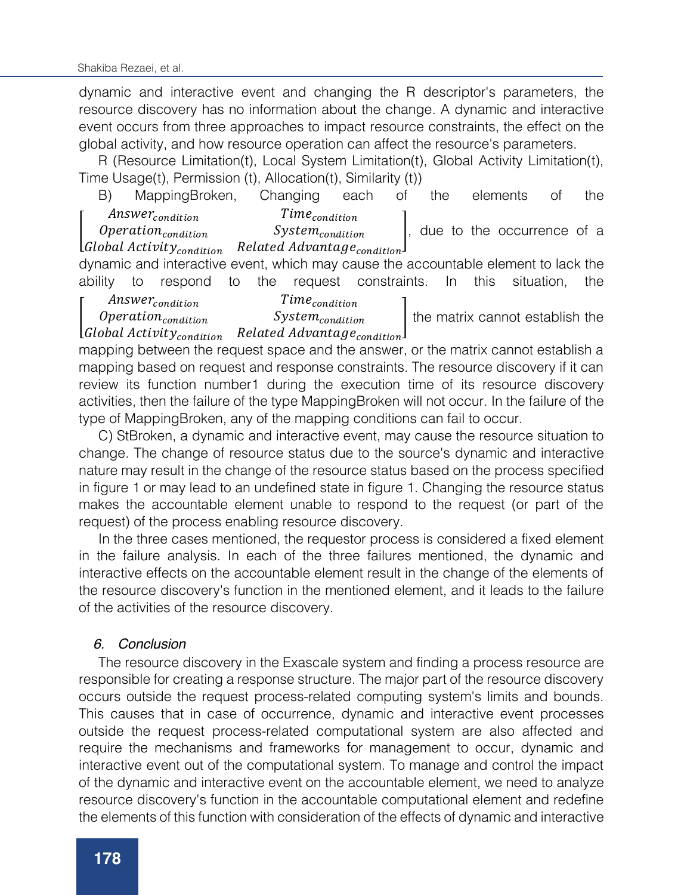dynamic and interactive event and changing the R descriptor's parameters, the resource discovery has no information about the change. A dynamic and interactive event occurs from three approaches to impact resource constraints, the effect on the global activity, and how resource operation can affect the resource's parameters.

R (Resource Limitation(t), Local System Limitation(t), Global Activity Limitation(t), Time Usage(t), Permission (t), Allocation(t), Similarity (t))

B) MappingBroken, Changing each of the elements of the $\begin{bmatrix} Answer_{condition} & Time_{condition} \\ Operation_{condition} & System_{condition} \\ Global\ Activity_{condition} & Related\ Advantage_{condition} \end{bmatrix}$, due to the occurrence of a dynamic and interactive event, which may cause the accountable element to lack the ability to respond to the request constraints. In this situation, the $\begin{bmatrix} Answer_{condition} & Time_{condition} \\ Operation_{condition} & System_{condition} \\ Global\ Activity_{condition} & Related\ Advantage_{condition} \end{bmatrix}$ the matrix cannot establish the mapping between the request space and the answer, or the matrix cannot establish a mapping based on request and response constraints. The resource discovery if it can review its function number1 during the execution time of its resource discovery activities, then the failure of the type MappingBroken will not occur. In the failure of the type of MappingBroken, any of the mapping conditions can fail to occur.

C) StBroken, a dynamic and interactive event, may cause the resource situation to change. The change of resource status due to the source's dynamic and interactive nature may result in the change of the resource status based on the process specified in figure 1 or may lead to an undefined state in figure 1. Changing the resource status makes the accountable element unable to respond to the request (or part of the request) of the process enabling resource discovery.

In the three cases mentioned, the requestor process is considered a fixed element in the failure analysis. In each of the three failures mentioned, the dynamic and interactive effects on the accountable element result in the change of the elements of the resource discovery's function in the mentioned element, and it leads to the failure of the activities of the resource discovery.

## *6. Conclusion*

The resource discovery in the Exascale system and finding a process resource are responsible for creating a response structure. The major part of the resource discovery occurs outside the request process-related computing system's limits and bounds. This causes that in case of occurrence, dynamic and interactive event processes outside the request process-related computational system are also affected and require the mechanisms and frameworks for management to occur, dynamic and interactive event out of the computational system. To manage and control the impact of the dynamic and interactive event on the accountable element, we need to analyze resource discovery's function in the accountable computational element and redefine the elements of this function with consideration of the effects of dynamic and interactive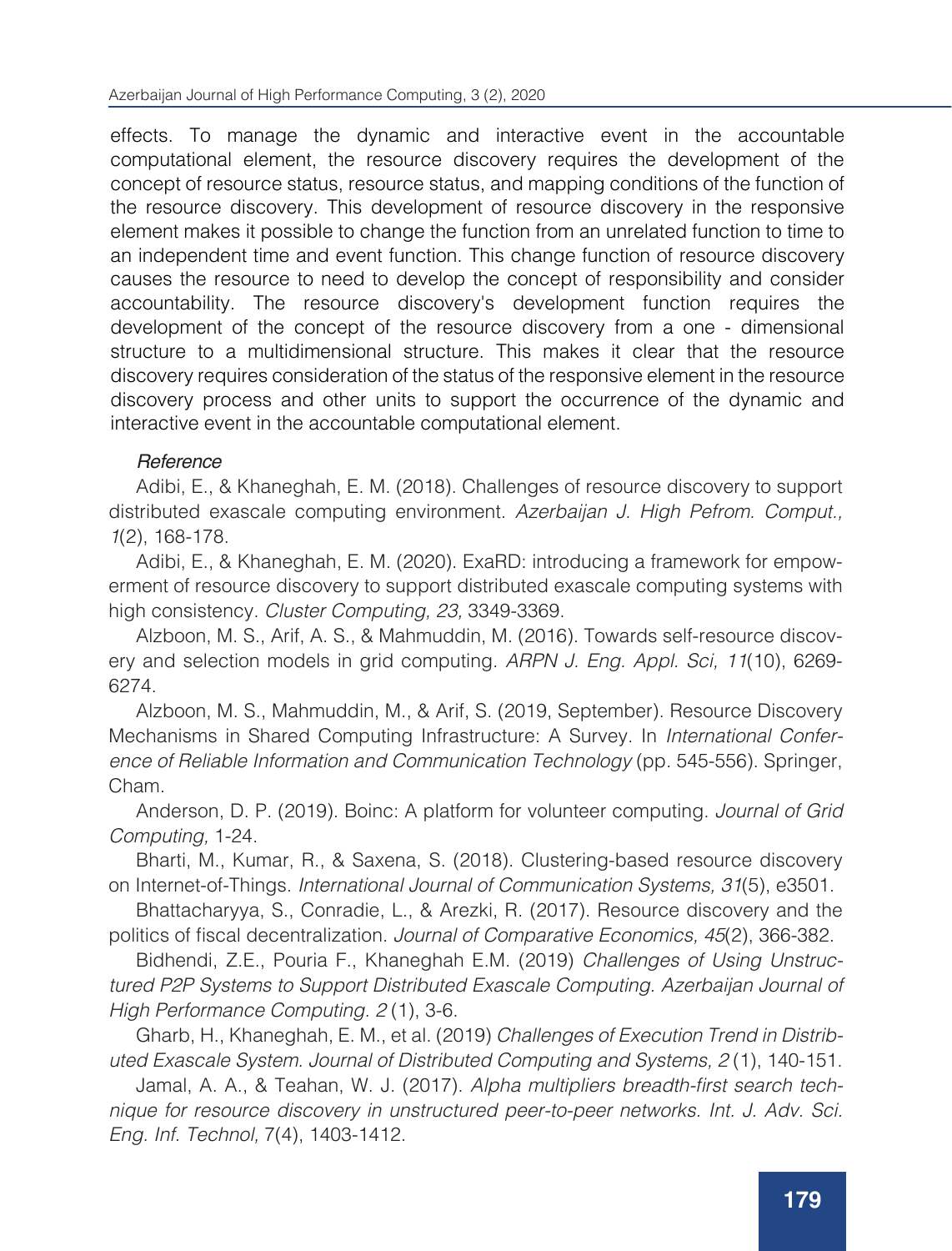effects. To manage the dynamic and interactive event in the accountable computational element, the resource discovery requires the development of the concept of resource status, resource status, and mapping conditions of the function of the resource discovery. This development of resource discovery in the responsive element makes it possible to change the function from an unrelated function to time to an independent time and event function. This change function of resource discovery causes the resource to need to develop the concept of responsibility and consider accountability. The resource discovery's development function requires the development of the concept of the resource discovery from a one - dimensional structure to a multidimensional structure. This makes it clear that the resource discovery requires consideration of the status of the responsive element in the resource discovery process and other units to support the occurrence of the dynamic and interactive event in the accountable computational element.

*Reference*

Adibi, E., & Khaneghah, E. M. (2018). Challenges of resource discovery to support distributed exascale computing environment. *Azerbaijan J. High Pefrom. Comput., 1*(2), 168-178.

Adibi, E., & Khaneghah, E. M. (2020). ExaRD: introducing a framework for empowerment of resource discovery to support distributed exascale computing systems with high consistency. *Cluster Computing, 23,* 3349-3369.

Alzboon, M. S., Arif, A. S., & Mahmuddin, M. (2016). Towards self-resource discovery and selection models in grid computing. *ARPN J. Eng. Appl. Sci, 11*(10), 6269-6274.

Alzboon, M. S., Mahmuddin, M., & Arif, S. (2019, September). Resource Discovery Mechanisms in Shared Computing Infrastructure: A Survey. In *International Conference of Reliable Information and Communication Technology* (pp. 545-556). Springer, Cham.

Anderson, D. P. (2019). Boinc: A platform for volunteer computing. *Journal of Grid Computing,* 1-24.

Bharti, M., Kumar, R., & Saxena, S. (2018). Clustering-based resource discovery on Internet-of-Things. *International Journal of Communication Systems, 31*(5), e3501.

Bhattacharyya, S., Conradie, L., & Arezki, R. (2017). Resource discovery and the politics of fiscal decentralization. *Journal of Comparative Economics, 45*(2), 366-382.

Bidhendi, Z.E., Pouria F., Khaneghah E.M. (2019) *Challenges of Using Unstructured P2P Systems to Support Distributed Exascale Computing. Azerbaijan Journal of High Performance Computing. 2* (1), 3-6.

Gharb, H., Khaneghah, E. M., et al. (2019) *Challenges of Execution Trend in Distributed Exascale System. Journal of Distributed Computing and Systems, 2* (1), 140-151.

Jamal, A. A., & Teahan, W. J. (2017). *Alpha multipliers breadth-first search technique for resource discovery in unstructured peer-to-peer networks. Int. J. Adv. Sci. Eng. Inf. Technol,* 7(4), 1403-1412.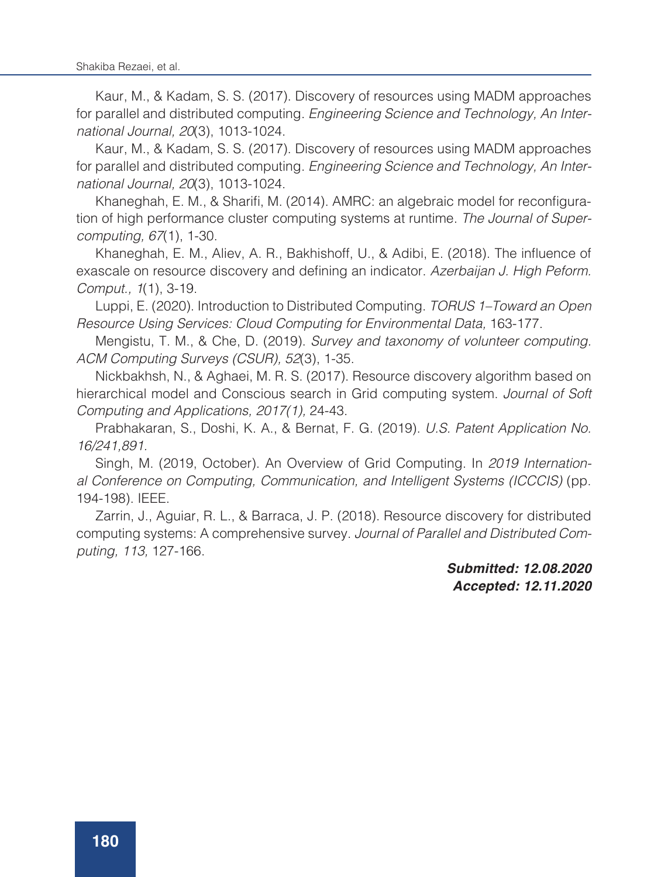Kaur, M., & Kadam, S. S. (2017). Discovery of resources using MADM approaches for parallel and distributed computing. *Engineering Science and Technology, An International Journal, 20*(3), 1013-1024.

Kaur, M., & Kadam, S. S. (2017). Discovery of resources using MADM approaches for parallel and distributed computing. *Engineering Science and Technology, An International Journal, 20*(3), 1013-1024.

Khaneghah, E. M., & Sharifi, M. (2014). AMRC: an algebraic model for reconfiguration of high performance cluster computing systems at runtime. *The Journal of Supercomputing, 67*(1), 1-30.

Khaneghah, E. M., Aliev, A. R., Bakhishoff, U., & Adibi, E. (2018). The influence of exascale on resource discovery and defining an indicator. *Azerbaijan J. High Peform. Comput., 1*(1), 3-19.

Luppi, E. (2020). Introduction to Distributed Computing. *TORUS 1–Toward an Open Resource Using Services: Cloud Computing for Environmental Data,* 163-177.

Mengistu, T. M., & Che, D. (2019). *Survey and taxonomy of volunteer computing. ACM Computing Surveys (CSUR), 52*(3), 1-35.

Nickbakhsh, N., & Aghaei, M. R. S. (2017). Resource discovery algorithm based on hierarchical model and Conscious search in Grid computing system. *Journal of Soft Computing and Applications, 2017(1),* 24-43.

Prabhakaran, S., Doshi, K. A., & Bernat, F. G. (2019). *U.S. Patent Application No. 16/241,891.*

Singh, M. (2019, October). An Overview of Grid Computing. In *2019 International Conference on Computing, Communication, and Intelligent Systems (ICCCIS)* (pp. 194-198). IEEE.

Zarrin, J., Aguiar, R. L., & Barraca, J. P. (2018). Resource discovery for distributed computing systems: A comprehensive survey. *Journal of Parallel and Distributed Computing, 113,* 127-166.

***Submitted: 12.08.2020***
***Accepted: 12.11.2020***